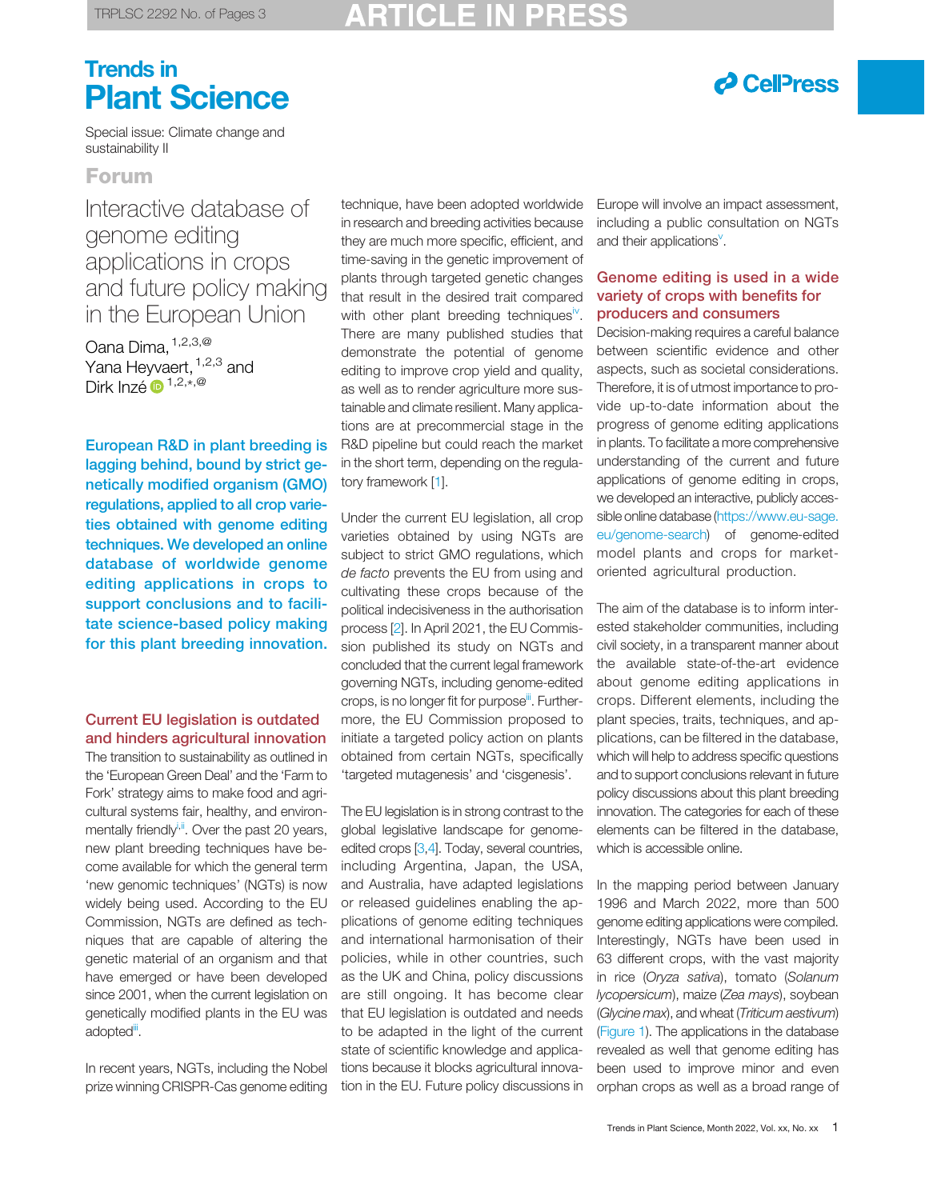Special issue: Climate change and sustainability II

Forum

# Interactive database of genome editing applications in crops and future policy making in the European Union

Oana Dima,[1,2,3,@] Yana Heyvaert,[1,2,3] and Dirk Inzé[1,2,*,@]

**European R&D in plant breeding is lagging behind, bound by strict genetically modified organism (GMO) regulations, applied to all crop varieties obtained with genome editing techniques. We developed an online database of worldwide genome editing applications in crops to support conclusions and to facilitate science-based policy making for this plant breeding innovation.**

## Current EU legislation is outdated and hinders agricultural innovation

The transition to sustainability as outlined in the 'European Green Deal' and the 'Farm to Fork' strategy aims to make food and agricultural systems fair, healthy, and environmentally friendly[i,ii]. Over the past 20 years, new plant breeding techniques have become available for which the general term 'new genomic techniques' (NGTs) is now widely being used. According to the EU Commission, NGTs are defined as techniques that are capable of altering the genetic material of an organism and that have emerged or have been developed since 2001, when the current legislation on genetically modified plants in the EU was adopted[iii].

In recent years, NGTs, including the Nobel prize winning CRISPR-Cas genome editing technique, have been adopted worldwide in research and breeding activities because they are much more specific, efficient, and time-saving in the genetic improvement of plants through targeted genetic changes that result in the desired trait compared with other plant breeding techniques[iv]. There are many published studies that demonstrate the potential of genome editing to improve crop yield and quality, as well as to render agriculture more sustainable and climate resilient. Many applications are at precommercial stage in the R&D pipeline but could reach the market in the short term, depending on the regulatory framework [1].

Under the current EU legislation, all crop varieties obtained by using NGTs are subject to strict GMO regulations, which *de facto* prevents the EU from using and cultivating these crops because of the political indecisiveness in the authorisation process [2]. In April 2021, the EU Commission published its study on NGTs and concluded that the current legal framework governing NGTs, including genome-edited crops, is no longer fit for purpose[iii]. Furthermore, the EU Commission proposed to initiate a targeted policy action on plants obtained from certain NGTs, specifically 'targeted mutagenesis' and 'cisgenesis'.

The EU legislation is in strong contrast to the global legislative landscape for genome-edited crops [3,4]. Today, several countries, including Argentina, Japan, the USA, and Australia, have adapted legislations or released guidelines enabling the applications of genome editing techniques and international harmonisation of their policies, while in other countries, such as the UK and China, policy discussions are still ongoing. It has become clear that EU legislation is outdated and needs to be adapted in the light of the current state of scientific knowledge and applications because it blocks agricultural innovation in the EU. Future policy discussions in Europe will involve an impact assessment, including a public consultation on NGTs and their applications[v].

## Genome editing is used in a wide variety of crops with benefits for producers and consumers

Decision-making requires a careful balance between scientific evidence and other aspects, such as societal considerations. Therefore, it is of utmost importance to provide up-to-date information about the progress of genome editing applications in plants. To facilitate a more comprehensive understanding of the current and future applications of genome editing in crops, we developed an interactive, publicly accessible online database (https://www.eu-sage.eu/genome-search) of genome-edited model plants and crops for market-oriented agricultural production.

The aim of the database is to inform interested stakeholder communities, including civil society, in a transparent manner about the available state-of-the-art evidence about genome editing applications in crops. Different elements, including the plant species, traits, techniques, and applications, can be filtered in the database, which will help to address specific questions and to support conclusions relevant in future policy discussions about this plant breeding innovation. The categories for each of these elements can be filtered in the database, which is accessible online.

In the mapping period between January 1996 and March 2022, more than 500 genome editing applications were compiled. Interestingly, NGTs have been used in 63 different crops, with the vast majority in rice (*Oryza sativa*), tomato (*Solanum lycopersicum*), maize (*Zea mays*), soybean (*Glycine max*), and wheat (*Triticum aestivum*) (Figure 1). The applications in the database revealed as well that genome editing has been used to improve minor and even orphan crops as well as a broad range of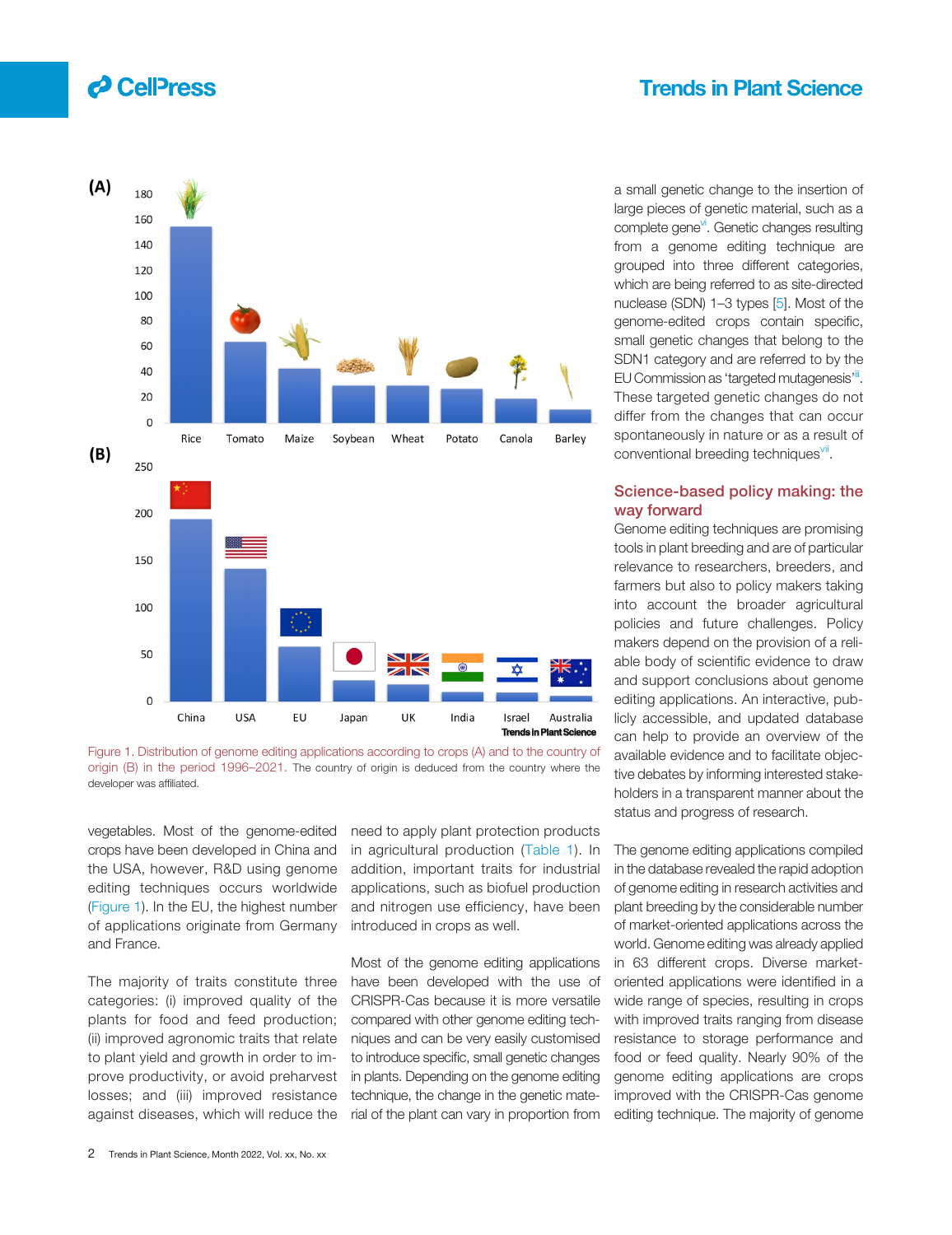Figure 1. Distribution of genome editing applications according to crops (A) and to the country of origin (B) in the period 1996–2021. The country of origin is deduced from the country where the developer was affiliated.

vegetables. Most of the genome-edited crops have been developed in China and the USA, however, R&D using genome editing techniques occurs worldwide (Figure 1). In the EU, the highest number of applications originate from Germany and France.

The majority of traits constitute three categories: (i) improved quality of the plants for food and feed production; (ii) improved agronomic traits that relate to plant yield and growth in order to improve productivity, or avoid preharvest losses; and (iii) improved resistance against diseases, which will reduce the need to apply plant protection products in agricultural production (Table 1). In addition, important traits for industrial applications, such as biofuel production and nitrogen use efficiency, have been introduced in crops as well.

Most of the genome editing applications have been developed with the use of CRISPR-Cas because it is more versatile compared with other genome editing techniques and can be very easily customised to introduce specific, small genetic changes in plants. Depending on the genome editing technique, the change in the genetic material of the plant can vary in proportion from a small genetic change to the insertion of large pieces of genetic material, such as a complete gene[vi]. Genetic changes resulting from a genome editing technique are grouped into three different categories, which are being referred to as site-directed nuclease (SDN) 1–3 types [5]. Most of the genome-edited crops contain specific, small genetic changes that belong to the SDN1 category and are referred to by the EU Commission as 'targeted mutagenesis'[iii]. These targeted genetic changes do not differ from the changes that can occur spontaneously in nature or as a result of conventional breeding techniques[vii].

## Science-based policy making: the way forward

Genome editing techniques are promising tools in plant breeding and are of particular relevance to researchers, breeders, and farmers but also to policy makers taking into account the broader agricultural policies and future challenges. Policy makers depend on the provision of a reliable body of scientific evidence to draw and support conclusions about genome editing applications. An interactive, publicly accessible, and updated database can help to provide an overview of the available evidence and to facilitate objective debates by informing interested stakeholders in a transparent manner about the status and progress of research.

The genome editing applications compiled in the database revealed the rapid adoption of genome editing in research activities and plant breeding by the considerable number of market-oriented applications across the world. Genome editing was already applied in 63 different crops. Diverse market-oriented applications were identified in a wide range of species, resulting in crops with improved traits ranging from disease resistance to storage performance and food or feed quality. Nearly 90% of the genome editing applications are crops improved with the CRISPR-Cas genome editing technique. The majority of genome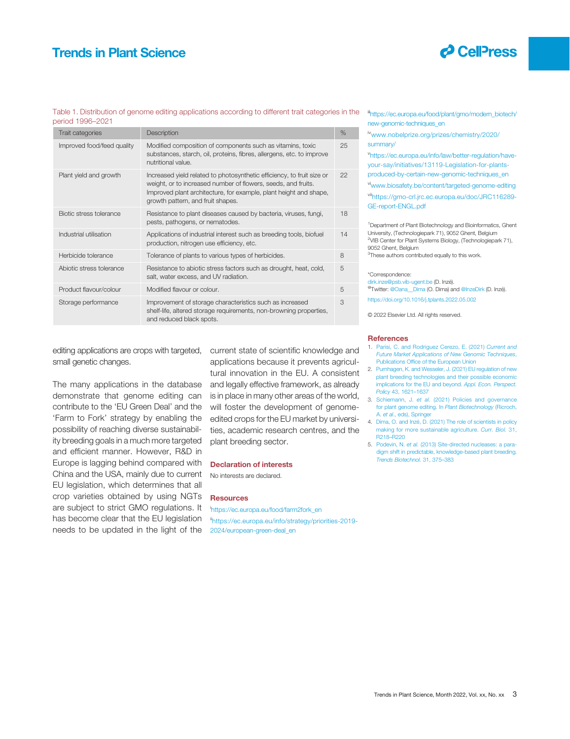Table 1. Distribution of genome editing applications according to different trait categories in the period 1996–2021

| Trait categories | Description | % |
| --- | --- | --- |
| Improved food/feed quality | Modified composition of components such as vitamins, toxic substances, starch, oil, proteins, fibres, allergens, etc. to improve nutritional value. | 25 |
| Plant yield and growth | Increased yield related to photosynthetic efficiency, to fruit size or weight, or to increased number of flowers, seeds, and fruits. Improved plant architecture, for example, plant height and shape, growth pattern, and fruit shapes. | 22 |
| Biotic stress tolerance | Resistance to plant diseases caused by bacteria, viruses, fungi, pests, pathogens, or nematodes. | 18 |
| Industrial utilisation | Applications of industrial interest such as breeding tools, biofuel production, nitrogen use efficiency, etc. | 14 |
| Herbicide tolerance | Tolerance of plants to various types of herbicides. | 8 |
| Abiotic stress tolerance | Resistance to abiotic stress factors such as drought, heat, cold, salt, water excess, and UV radiation. | 5 |
| Product flavour/colour | Modified flavour or colour. | 5 |
| Storage performance | Improvement of storage characteristics such as increased shelf-life, altered storage requirements, non-browning properties, and reduced black spots. | 3 |

editing applications are crops with targeted, small genetic changes.

The many applications in the database demonstrate that genome editing can contribute to the 'EU Green Deal' and the 'Farm to Fork' strategy by enabling the possibility of reaching diverse sustainability breeding goals in a much more targeted and efficient manner. However, R&D in Europe is lagging behind compared with China and the USA, mainly due to current EU legislation, which determines that all crop varieties obtained by using NGTs are subject to strict GMO regulations. It has become clear that the EU legislation needs to be updated in the light of the current state of scientific knowledge and applications because it prevents agricultural innovation in the EU. A consistent and legally effective framework, as already is in place in many other areas of the world, will foster the development of genome-edited crops for the EU market by universities, academic research centres, and the plant breeding sector.

### Declaration of interests

No interests are declared.

### Resources

[i] https://ec.europa.eu/food/farm2fork_en

[ii] https://ec.europa.eu/info/strategy/priorities-2019-2024/european-green-deal_en

[iii] https://ec.europa.eu/food/plant/gmo/modern_biotech/new-genomic-techniques_en

[iv] www.nobelprize.org/prizes/chemistry/2020/summary/

[v] https://ec.europa.eu/info/law/better-regulation/have-your-say/initiatives/13119-Legislation-for-plants-produced-by-certain-new-genomic-techniques_en

[vi] www.biosafety.be/content/targeted-genome-editing

[vii] https://gmo-crl.jrc.ec.europa.eu/doc/JRC116289-GE-report-ENGL.pdf

[1] Department of Plant Biotechnology and Bioinformatics, Ghent University, (Technologiepark 71), 9052 Ghent, Belgium

[2] VIB Center for Plant Systems Biology, (Technologiepark 71), 9052 Ghent, Belgium

[3] These authors contributed equally to this work.

*Correspondence:
dirk.inze@psb.vib-ugent.be (D. Inzé).
[@] Twitter: @Oana__Dima (O. Dima) and @InzeDirk (D. Inzé).

https://doi.org/10.1016/j.tplants.2022.05.002

© 2022 Elsevier Ltd. All rights reserved.

### References

1. Parisi, C. and Rodriguez Cerezo, E. (2021) *Current and Future Market Applications of New Genomic Techniques*, Publications Office of the European Union
2. Purnhagen, K. and Wesseler, J. (2021) EU regulation of new plant breeding technologies and their possible economic implications for the EU and beyond. *Appl. Econ. Perspect. Policy* 43, 1621–1637
3. Schiemann, J. *et al.* (2021) Policies and governance for plant genome editing. In *Plant Biotechnology* (Ricroch, A. *et al.*, eds), Springer
4. Dima, O. and Inzé, D. (2021) The role of scientists in policy making for more sustainable agriculture. *Curr. Biol.* 31, R218–R220
5. Podevin, N. *et al.* (2013) Site-directed nucleases: a paradigm shift in predictable, knowledge-based plant breeding. *Trends Biotechnol.* 31, 375–383